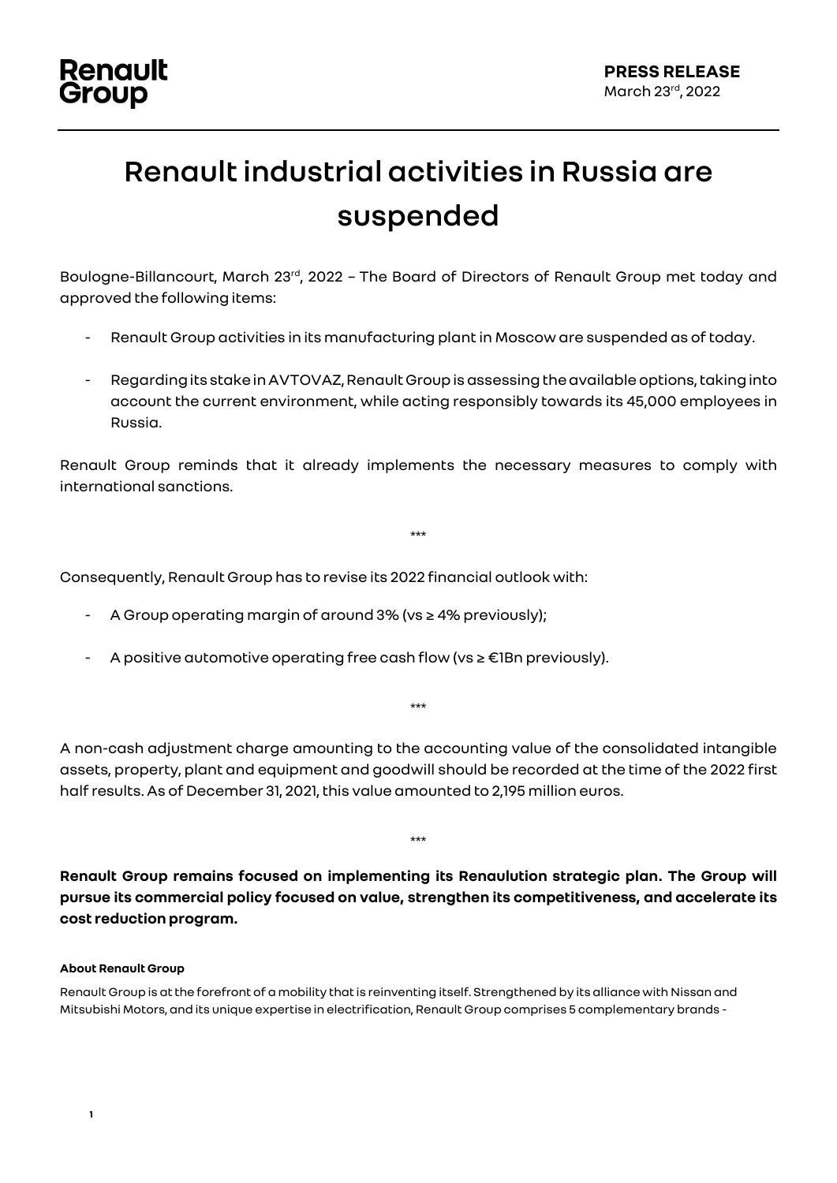**Renault Group**

**PRESS RELEASE**
March 23rd, 2022

# Renault industrial activities in Russia are suspended

Boulogne-Billancourt, March 23rd, 2022 – The Board of Directors of Renault Group met today and approved the following items:

- Renault Group activities in its manufacturing plant in Moscow are suspended as of today.

- Regarding its stake in AVTOVAZ, Renault Group is assessing the available options, taking into account the current environment, while acting responsibly towards its 45,000 employees in Russia.

Renault Group reminds that it already implements the necessary measures to comply with international sanctions.

\*\*\*

Consequently, Renault Group has to revise its 2022 financial outlook with:

- A Group operating margin of around 3% (vs ≥ 4% previously);

- A positive automotive operating free cash flow (vs ≥ €1Bn previously).

\*\*\*

A non-cash adjustment charge amounting to the accounting value of the consolidated intangible assets, property, plant and equipment and goodwill should be recorded at the time of the 2022 first half results. As of December 31, 2021, this value amounted to 2,195 million euros.

\*\*\*

**Renault Group remains focused on implementing its Renaulution strategic plan. The Group will pursue its commercial policy focused on value, strengthen its competitiveness, and accelerate its cost reduction program.**

**About Renault Group**

Renault Group is at the forefront of a mobility that is reinventing itself. Strengthened by its alliance with Nissan and Mitsubishi Motors, and its unique expertise in electrification, Renault Group comprises 5 complementary brands -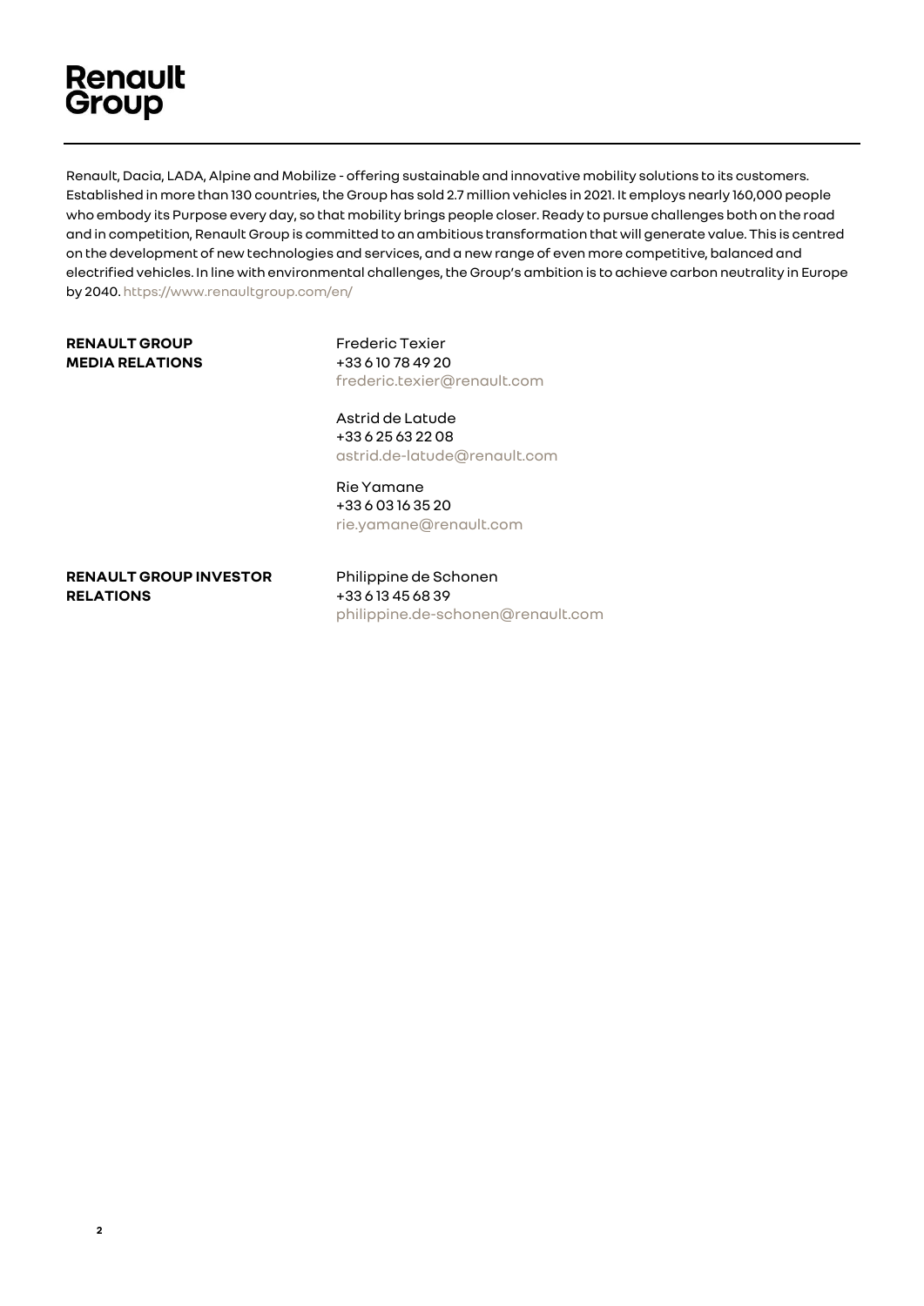Renault, Dacia, LADA, Alpine and Mobilize - offering sustainable and innovative mobility solutions to its customers. Established in more than 130 countries, the Group has sold 2.7 million vehicles in 2021. It employs nearly 160,000 people who embody its Purpose every day, so that mobility brings people closer. Ready to pursue challenges both on the road and in competition, Renault Group is committed to an ambitious transformation that will generate value. This is centred on the development of new technologies and services, and a new range of even more competitive, balanced and electrified vehicles. In line with environmental challenges, the Group's ambition is to achieve carbon neutrality in Europe by 2040. https://www.renaultgroup.com/en/

**RENAULT GROUP MEDIA RELATIONS**

Frederic Texier
+33 6 10 78 49 20
frederic.texier@renault.com

Astrid de Latude
+33 6 25 63 22 08
astrid.de-latude@renault.com

Rie Yamane
+33 6 03 16 35 20
rie.yamane@renault.com

**RENAULT GROUP INVESTOR RELATIONS**

Philippine de Schonen
+33 6 13 45 68 39
philippine.de-schonen@renault.com